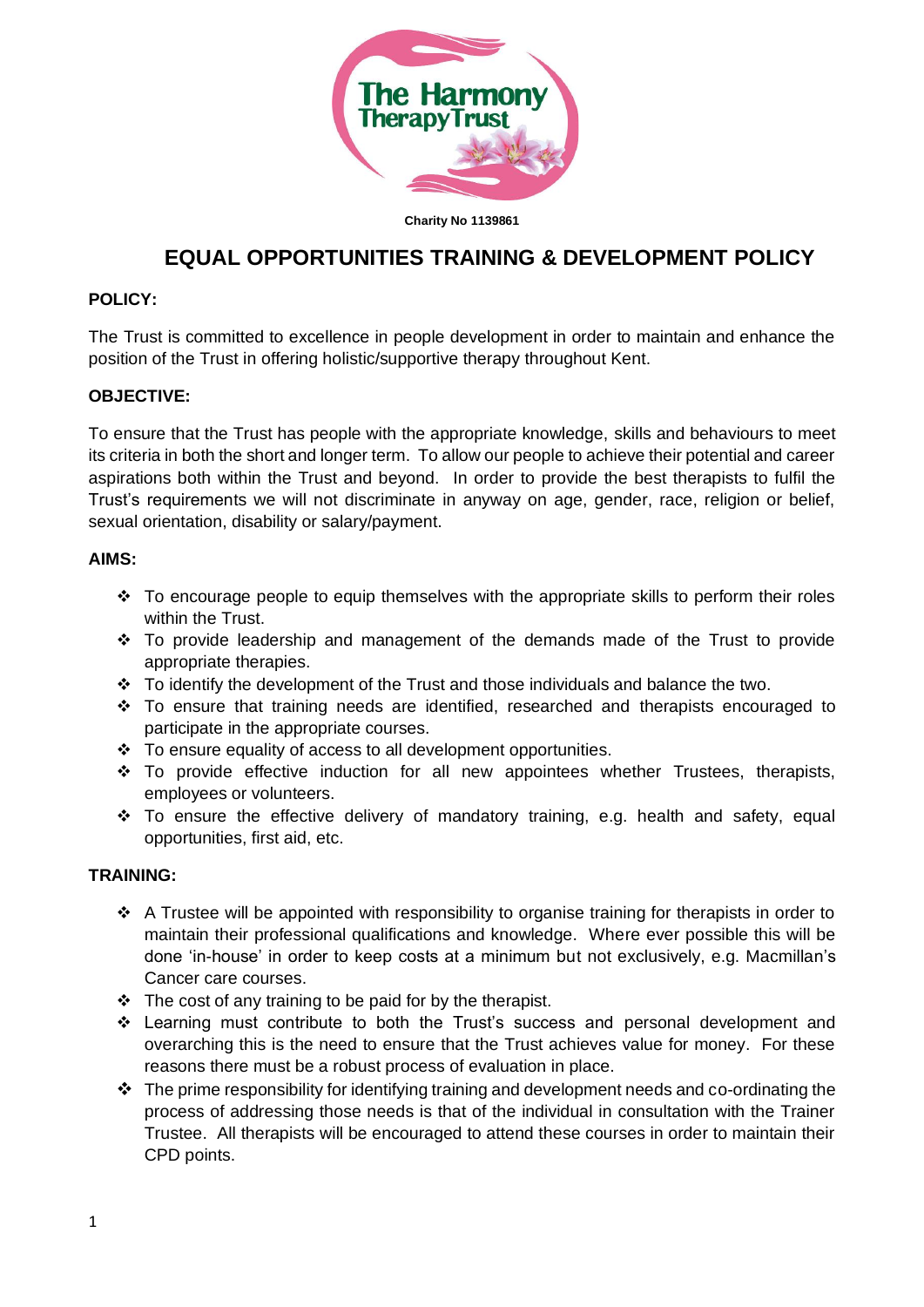Charity No 1139861

# EQUAL OPPORTUNITIES TRAINING & DEVELOPMENT POLICY

**POLICY:**

The Trust is committed to excellence in people development in order to maintain and enhance the position of the Trust in offering holistic/supportive therapy throughout Kent.

**OBJECTIVE:**

To ensure that the Trust has people with the appropriate knowledge, skills and behaviours to meet its criteria in both the short and longer term. To allow our people to achieve their potential and career aspirations both within the Trust and beyond. In order to provide the best therapists to fulfil the Trust's requirements we will not discriminate in anyway on age, gender, race, religion or belief, sexual orientation, disability or salary/payment.

**AIMS:**

- To encourage people to equip themselves with the appropriate skills to perform their roles within the Trust.
- To provide leadership and management of the demands made of the Trust to provide appropriate therapies.
- To identify the development of the Trust and those individuals and balance the two.
- To ensure that training needs are identified, researched and therapists encouraged to participate in the appropriate courses.
- To ensure equality of access to all development opportunities.
- To provide effective induction for all new appointees whether Trustees, therapists, employees or volunteers.
- To ensure the effective delivery of mandatory training, e.g. health and safety, equal opportunities, first aid, etc.

**TRAINING:**

- A Trustee will be appointed with responsibility to organise training for therapists in order to maintain their professional qualifications and knowledge. Where ever possible this will be done 'in-house' in order to keep costs at a minimum but not exclusively, e.g. Macmillan's Cancer care courses.
- The cost of any training to be paid for by the therapist.
- Learning must contribute to both the Trust's success and personal development and overarching this is the need to ensure that the Trust achieves value for money. For these reasons there must be a robust process of evaluation in place.
- The prime responsibility for identifying training and development needs and co-ordinating the process of addressing those needs is that of the individual in consultation with the Trainer Trustee. All therapists will be encouraged to attend these courses in order to maintain their CPD points.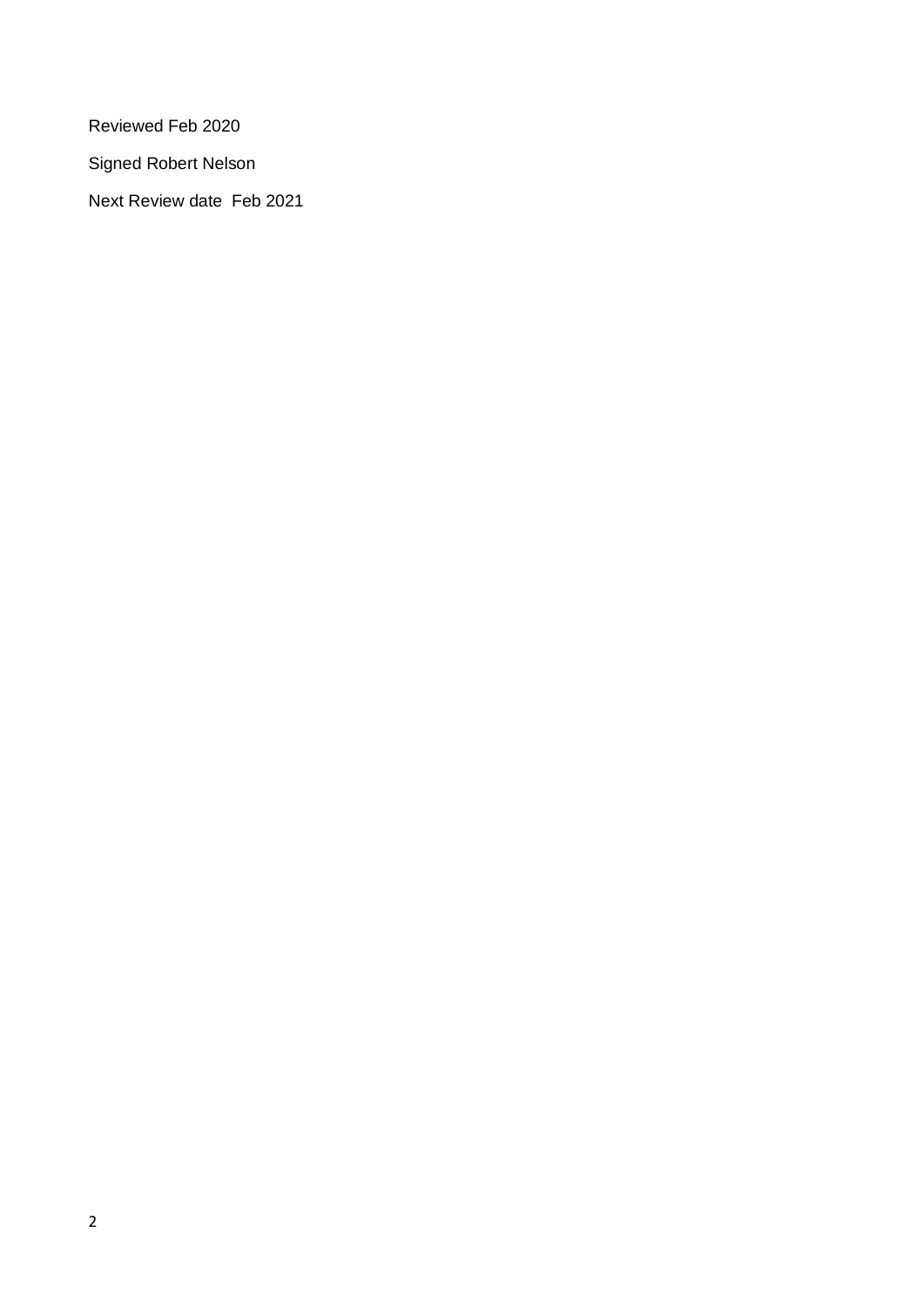Reviewed Feb 2020

Signed Robert Nelson

Next Review date  Feb 2021